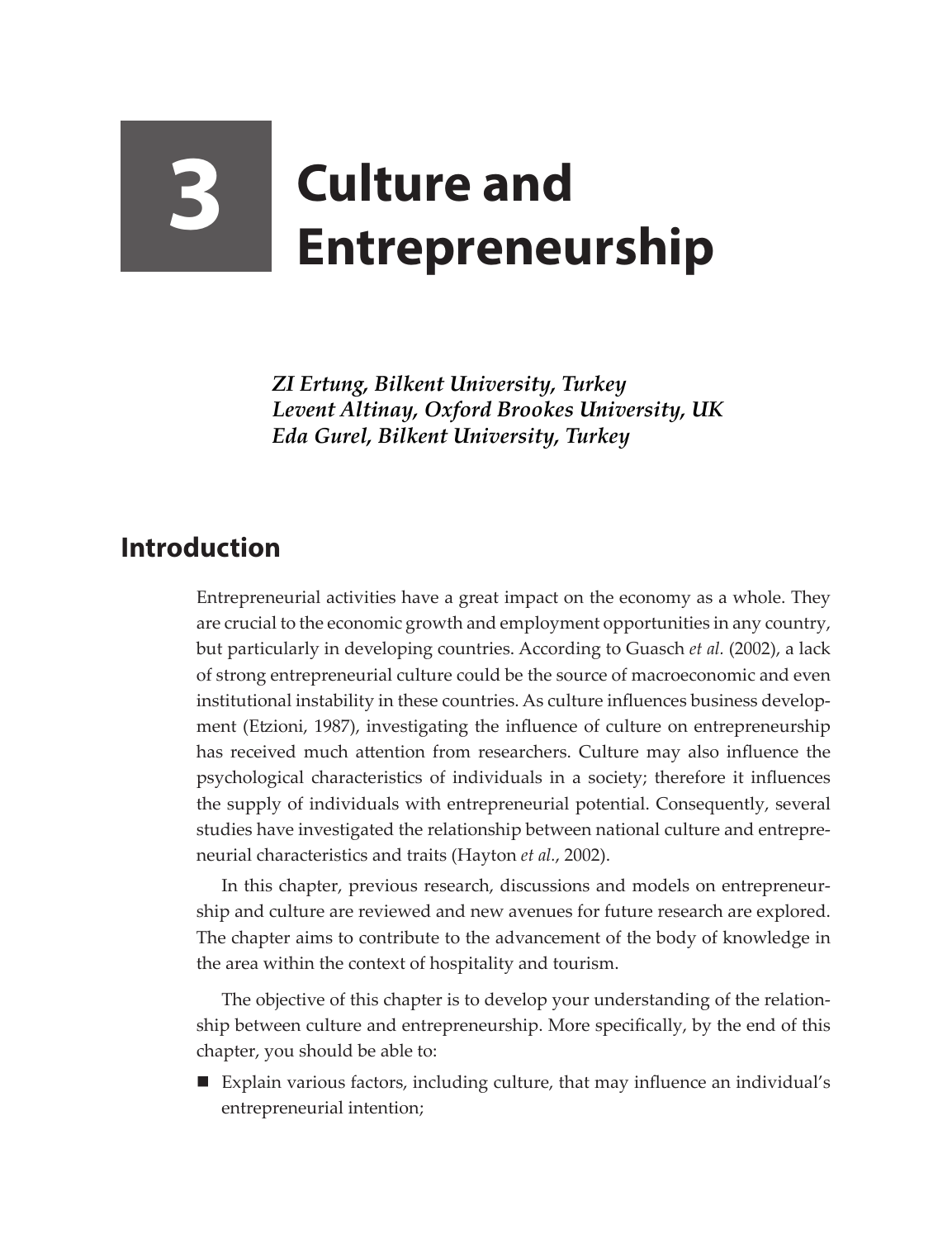# 3 Culture and Entrepreneurship

*ZI Ertung, Bilkent University, Turkey*
*Levent Altinay, Oxford Brookes University, UK*
*Eda Gurel, Bilkent University, Turkey*

## Introduction

Entrepreneurial activities have a great impact on the economy as a whole. They are crucial to the economic growth and employment opportunities in any country, but particularly in developing countries. According to Guasch *et al.* (2002), a lack of strong entrepreneurial culture could be the source of macroeconomic and even institutional instability in these countries. As culture influences business development (Etzioni, 1987), investigating the influence of culture on entrepreneurship has received much attention from researchers. Culture may also influence the psychological characteristics of individuals in a society; therefore it influences the supply of individuals with entrepreneurial potential. Consequently, several studies have investigated the relationship between national culture and entrepreneurial characteristics and traits (Hayton *et al.*, 2002).

In this chapter, previous research, discussions and models on entrepreneurship and culture are reviewed and new avenues for future research are explored. The chapter aims to contribute to the advancement of the body of knowledge in the area within the context of hospitality and tourism.

The objective of this chapter is to develop your understanding of the relationship between culture and entrepreneurship. More specifically, by the end of this chapter, you should be able to:

- Explain various factors, including culture, that may influence an individual's entrepreneurial intention;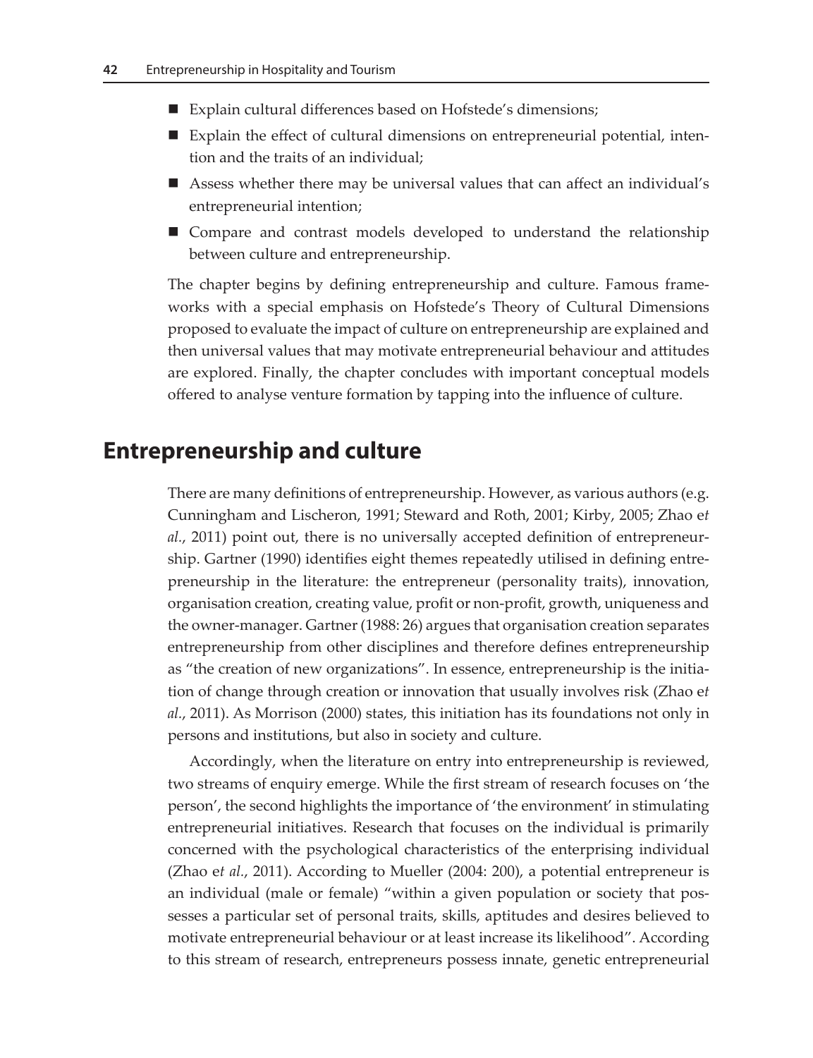- Explain cultural differences based on Hofstede's dimensions;
- Explain the effect of cultural dimensions on entrepreneurial potential, intention and the traits of an individual;
- Assess whether there may be universal values that can affect an individual's entrepreneurial intention;
- Compare and contrast models developed to understand the relationship between culture and entrepreneurship.

The chapter begins by defining entrepreneurship and culture. Famous frameworks with a special emphasis on Hofstede's Theory of Cultural Dimensions proposed to evaluate the impact of culture on entrepreneurship are explained and then universal values that may motivate entrepreneurial behaviour and attitudes are explored. Finally, the chapter concludes with important conceptual models offered to analyse venture formation by tapping into the influence of culture.

## Entrepreneurship and culture

There are many definitions of entrepreneurship. However, as various authors (e.g. Cunningham and Lischeron, 1991; Steward and Roth, 2001; Kirby, 2005; Zhao e*t al*., 2011) point out, there is no universally accepted definition of entrepreneurship. Gartner (1990) identifies eight themes repeatedly utilised in defining entrepreneurship in the literature: the entrepreneur (personality traits), innovation, organisation creation, creating value, profit or non-profit, growth, uniqueness and the owner-manager. Gartner (1988: 26) argues that organisation creation separates entrepreneurship from other disciplines and therefore defines entrepreneurship as "the creation of new organizations". In essence, entrepreneurship is the initiation of change through creation or innovation that usually involves risk (Zhao e*t al*., 2011). As Morrison (2000) states, this initiation has its foundations not only in persons and institutions, but also in society and culture.

Accordingly, when the literature on entry into entrepreneurship is reviewed, two streams of enquiry emerge. While the first stream of research focuses on 'the person', the second highlights the importance of 'the environment' in stimulating entrepreneurial initiatives. Research that focuses on the individual is primarily concerned with the psychological characteristics of the enterprising individual (Zhao e*t al*., 2011). According to Mueller (2004: 200), a potential entrepreneur is an individual (male or female) "within a given population or society that possesses a particular set of personal traits, skills, aptitudes and desires believed to motivate entrepreneurial behaviour or at least increase its likelihood". According to this stream of research, entrepreneurs possess innate, genetic entrepreneurial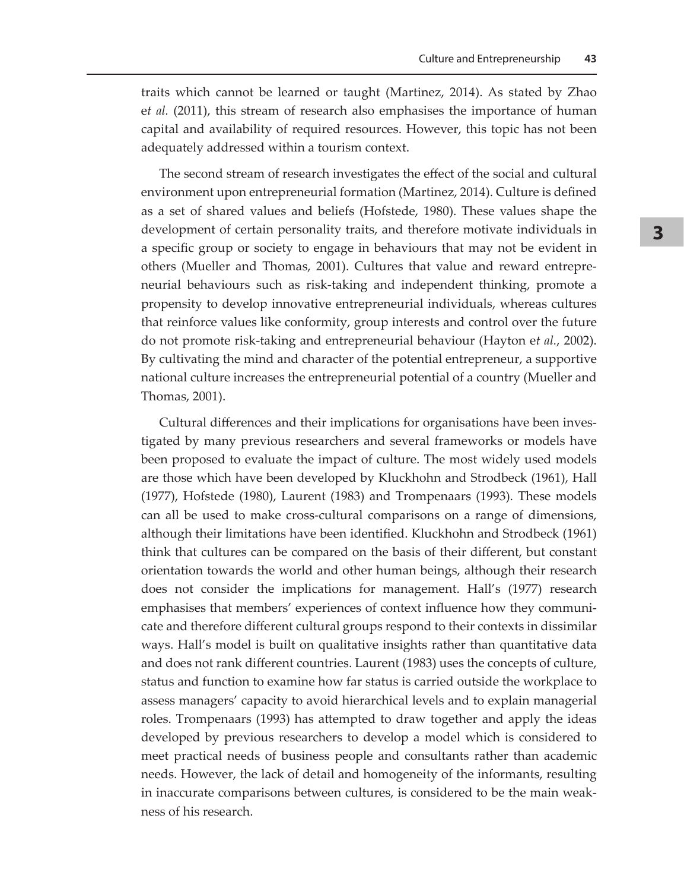traits which cannot be learned or taught (Martinez, 2014). As stated by Zhao e*t al.* (2011), this stream of research also emphasises the importance of human capital and availability of required resources. However, this topic has not been adequately addressed within a tourism context.

The second stream of research investigates the effect of the social and cultural environment upon entrepreneurial formation (Martinez, 2014). Culture is defined as a set of shared values and beliefs (Hofstede, 1980). These values shape the development of certain personality traits, and therefore motivate individuals in a specific group or society to engage in behaviours that may not be evident in others (Mueller and Thomas, 2001). Cultures that value and reward entrepreneurial behaviours such as risk-taking and independent thinking, promote a propensity to develop innovative entrepreneurial individuals, whereas cultures that reinforce values like conformity, group interests and control over the future do not promote risk-taking and entrepreneurial behaviour (Hayton e*t al.*, 2002). By cultivating the mind and character of the potential entrepreneur, a supportive national culture increases the entrepreneurial potential of a country (Mueller and Thomas, 2001).

Cultural differences and their implications for organisations have been investigated by many previous researchers and several frameworks or models have been proposed to evaluate the impact of culture. The most widely used models are those which have been developed by Kluckhohn and Strodbeck (1961), Hall (1977), Hofstede (1980), Laurent (1983) and Trompenaars (1993). These models can all be used to make cross-cultural comparisons on a range of dimensions, although their limitations have been identified. Kluckhohn and Strodbeck (1961) think that cultures can be compared on the basis of their different, but constant orientation towards the world and other human beings, although their research does not consider the implications for management. Hall's (1977) research emphasises that members' experiences of context influence how they communicate and therefore different cultural groups respond to their contexts in dissimilar ways. Hall's model is built on qualitative insights rather than quantitative data and does not rank different countries. Laurent (1983) uses the concepts of culture, status and function to examine how far status is carried outside the workplace to assess managers' capacity to avoid hierarchical levels and to explain managerial roles. Trompenaars (1993) has attempted to draw together and apply the ideas developed by previous researchers to develop a model which is considered to meet practical needs of business people and consultants rather than academic needs. However, the lack of detail and homogeneity of the informants, resulting in inaccurate comparisons between cultures, is considered to be the main weakness of his research.